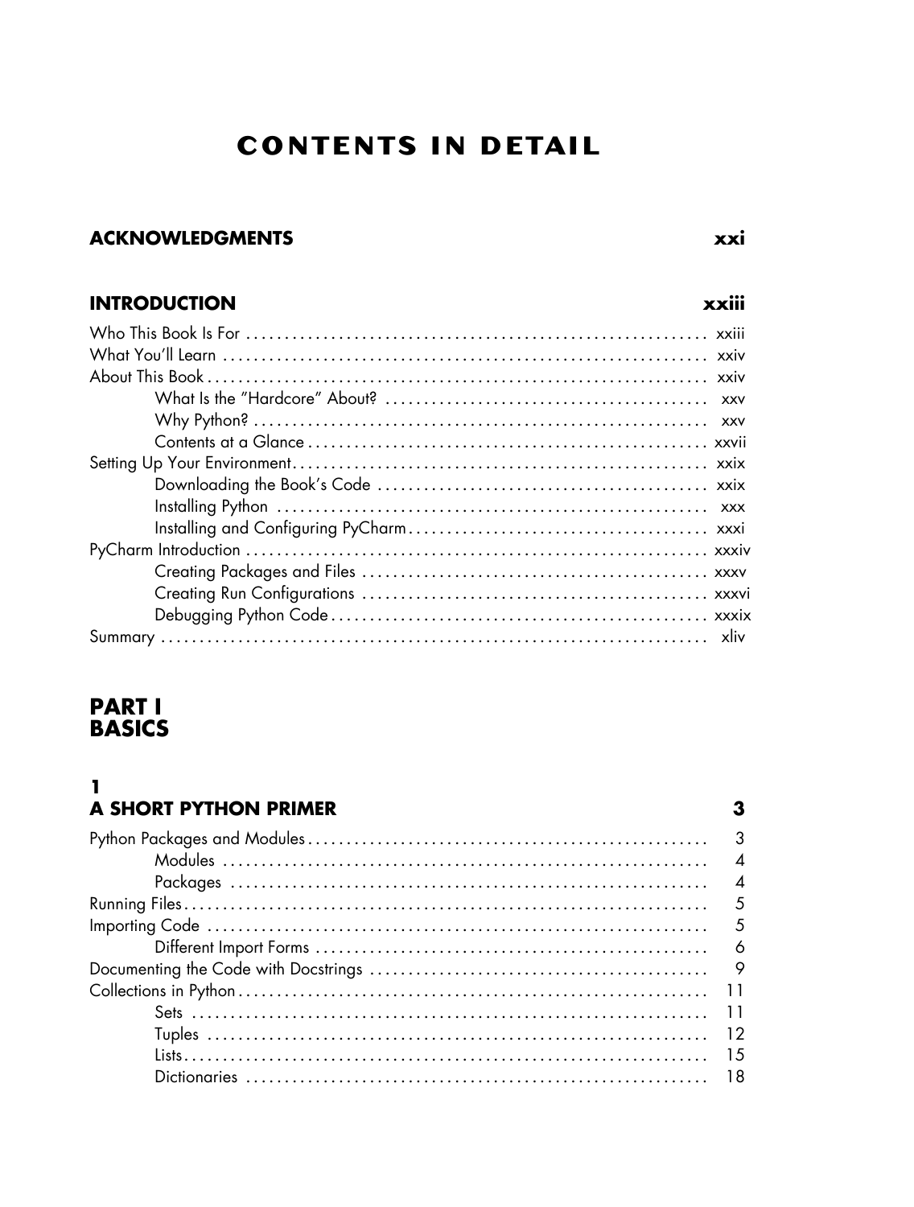# CONTENTS IN DETAIL

**ACKNOWLEDGMENTS** **xxi**

**INTRODUCTION** **xxiii**

Who This Book Is For . . . . . . . . . . xxiii
What You'll Learn . . . . . . . . . . xxiv
About This Book . . . . . . . . . . xxiv
    What Is the "Hardcore" About? . . . . . . . . . . xxv
    Why Python? . . . . . . . . . . xxv
    Contents at a Glance . . . . . . . . . . xxvii
Setting Up Your Environment . . . . . . . . . . xxix
    Downloading the Book's Code . . . . . . . . . . xxix
    Installing Python . . . . . . . . . . xxx
    Installing and Configuring PyCharm . . . . . . . . . . xxxi
PyCharm Introduction . . . . . . . . . . xxxiv
    Creating Packages and Files . . . . . . . . . . xxxv
    Creating Run Configurations . . . . . . . . . . xxxvi
    Debugging Python Code . . . . . . . . . . xxxix
Summary . . . . . . . . . . xliv

## PART I
## BASICS

**1**
**A SHORT PYTHON PRIMER** **3**

Python Packages and Modules . . . . . . . . . . 3
    Modules . . . . . . . . . . 4
    Packages . . . . . . . . . . 4
Running Files . . . . . . . . . . 5
Importing Code . . . . . . . . . . 5
    Different Import Forms . . . . . . . . . . 6
Documenting the Code with Docstrings . . . . . . . . . . 9
Collections in Python . . . . . . . . . . 11
    Sets . . . . . . . . . . 11
    Tuples . . . . . . . . . . 12
    Lists . . . . . . . . . . 15
    Dictionaries . . . . . . . . . . 18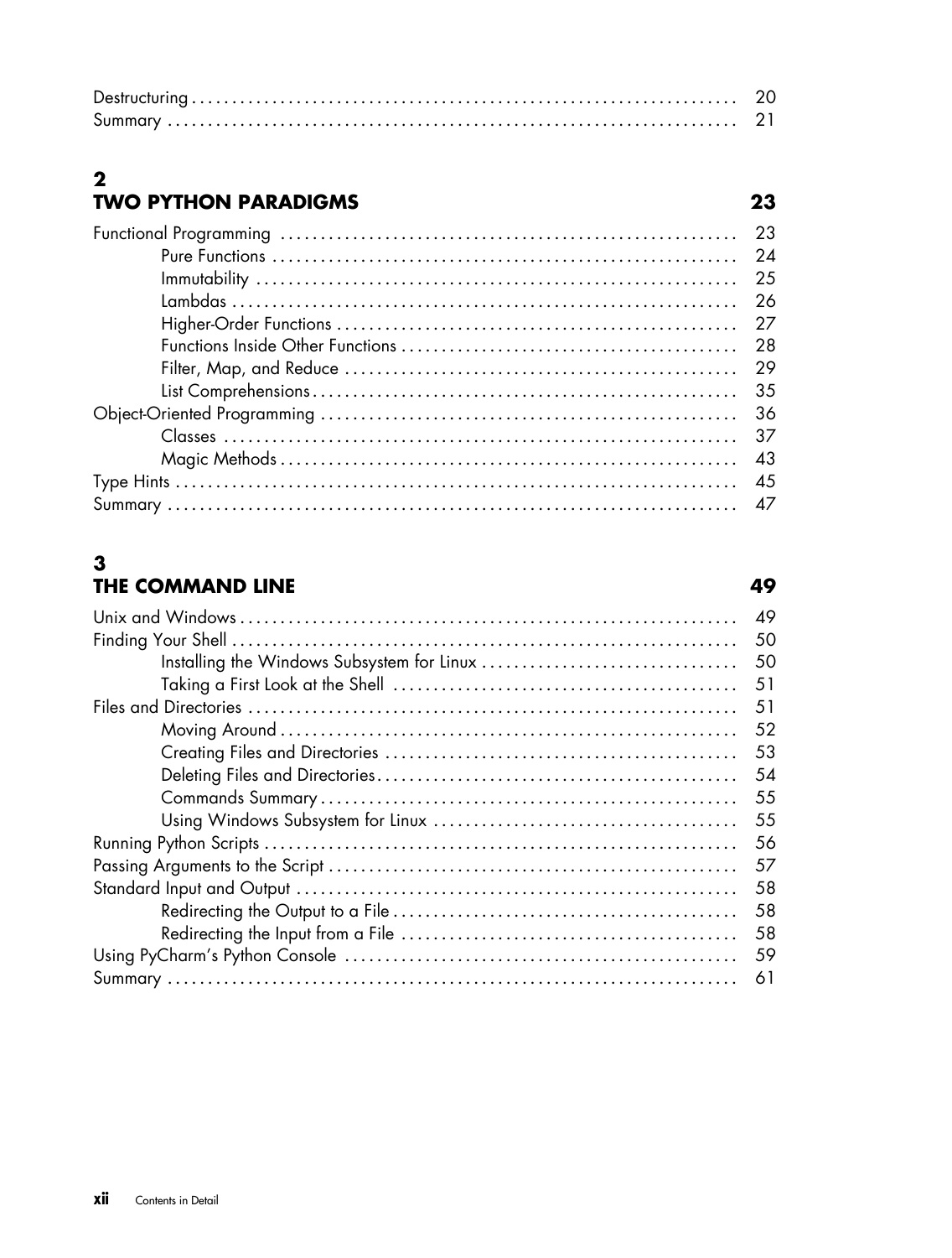Destructuring . . . . . . . . . . . . . . . . . . . . . . . . . . . . . . . . . . . . . . . . . . . . . . . . . . . . . . . . . . . . 20
Summary . . . . . . . . . . . . . . . . . . . . . . . . . . . . . . . . . . . . . . . . . . . . . . . . . . . . . . . . . . . . . . 21

## 2
## TWO PYTHON PARADIGMS 23

Functional Programming . . . . . . . . . . . . . . . . . . . . . . . . . . . . . . . . . . . . . . . . . . . . . . . . . 23
- Pure Functions . . . . . . . . . . . . . . . . . . . . . . . . . . . . . . . . . . . . . . . . . . . . . . . . . . . . . 24
- Immutability . . . . . . . . . . . . . . . . . . . . . . . . . . . . . . . . . . . . . . . . . . . . . . . . . . . . . . 25
- Lambdas . . . . . . . . . . . . . . . . . . . . . . . . . . . . . . . . . . . . . . . . . . . . . . . . . . . . . . . . 26
- Higher-Order Functions . . . . . . . . . . . . . . . . . . . . . . . . . . . . . . . . . . . . . . . . . . . . . 27
- Functions Inside Other Functions . . . . . . . . . . . . . . . . . . . . . . . . . . . . . . . . . . . . . 28
- Filter, Map, and Reduce . . . . . . . . . . . . . . . . . . . . . . . . . . . . . . . . . . . . . . . . . . . . 29
- List Comprehensions . . . . . . . . . . . . . . . . . . . . . . . . . . . . . . . . . . . . . . . . . . . . . . . 35

Object-Oriented Programming . . . . . . . . . . . . . . . . . . . . . . . . . . . . . . . . . . . . . . . . . . . 36
- Classes . . . . . . . . . . . . . . . . . . . . . . . . . . . . . . . . . . . . . . . . . . . . . . . . . . . . . . . . . 37
- Magic Methods . . . . . . . . . . . . . . . . . . . . . . . . . . . . . . . . . . . . . . . . . . . . . . . . . . . 43

Type Hints . . . . . . . . . . . . . . . . . . . . . . . . . . . . . . . . . . . . . . . . . . . . . . . . . . . . . . . . . . 45
Summary . . . . . . . . . . . . . . . . . . . . . . . . . . . . . . . . . . . . . . . . . . . . . . . . . . . . . . . . . . . 47

## 3
## THE COMMAND LINE 49

Unix and Windows . . . . . . . . . . . . . . . . . . . . . . . . . . . . . . . . . . . . . . . . . . . . . . . . . . . . 49
Finding Your Shell . . . . . . . . . . . . . . . . . . . . . . . . . . . . . . . . . . . . . . . . . . . . . . . . . . . . 50
- Installing the Windows Subsystem for Linux . . . . . . . . . . . . . . . . . . . . . . . . . . . . . . 50
- Taking a First Look at the Shell . . . . . . . . . . . . . . . . . . . . . . . . . . . . . . . . . . . . . . . 51

Files and Directories . . . . . . . . . . . . . . . . . . . . . . . . . . . . . . . . . . . . . . . . . . . . . . . . . . . 51
- Moving Around . . . . . . . . . . . . . . . . . . . . . . . . . . . . . . . . . . . . . . . . . . . . . . . . . . . . 52
- Creating Files and Directories . . . . . . . . . . . . . . . . . . . . . . . . . . . . . . . . . . . . . . . . . 53
- Deleting Files and Directories . . . . . . . . . . . . . . . . . . . . . . . . . . . . . . . . . . . . . . . . . 54
- Commands Summary . . . . . . . . . . . . . . . . . . . . . . . . . . . . . . . . . . . . . . . . . . . . . . . 55
- Using Windows Subsystem for Linux . . . . . . . . . . . . . . . . . . . . . . . . . . . . . . . . . . . 55

Running Python Scripts . . . . . . . . . . . . . . . . . . . . . . . . . . . . . . . . . . . . . . . . . . . . . . . . 56
Passing Arguments to the Script . . . . . . . . . . . . . . . . . . . . . . . . . . . . . . . . . . . . . . . . . . 57
Standard Input and Output . . . . . . . . . . . . . . . . . . . . . . . . . . . . . . . . . . . . . . . . . . . . . . 58
- Redirecting the Output to a File . . . . . . . . . . . . . . . . . . . . . . . . . . . . . . . . . . . . . . . . 58
- Redirecting the Input from a File . . . . . . . . . . . . . . . . . . . . . . . . . . . . . . . . . . . . . . . 58

Using PyCharm's Python Console . . . . . . . . . . . . . . . . . . . . . . . . . . . . . . . . . . . . . . . . . 59
Summary . . . . . . . . . . . . . . . . . . . . . . . . . . . . . . . . . . . . . . . . . . . . . . . . . . . . . . . . . . . 61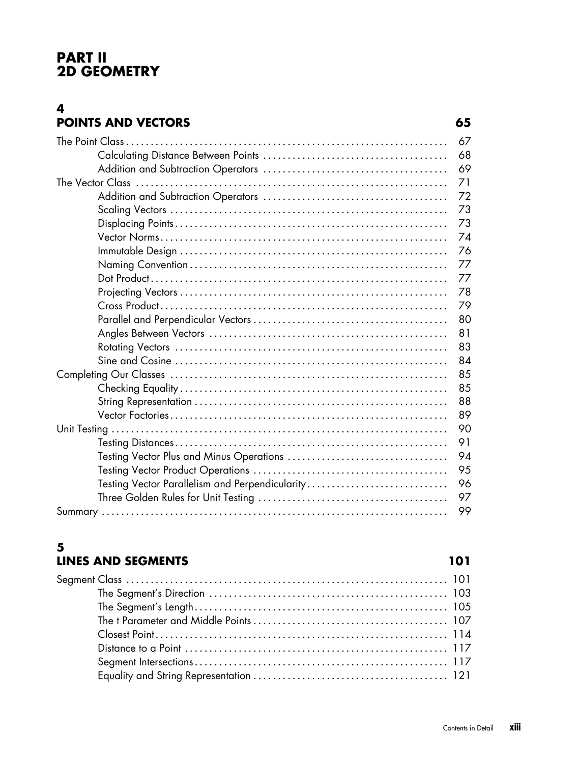# PART II
# 2D GEOMETRY

## 4
## POINTS AND VECTORS 65

The Point Class . . . . . . . . . . . . . . . . . . . . . . . . . . . . . . . . . . . . . . . . . . . . . . . . . . . . . . . . . . . . . . . . 67
- Calculating Distance Between Points . . . . . . . . . . . . . . . . . . . . . . . . . . . . . . . . . . . . . 68
- Addition and Subtraction Operators . . . . . . . . . . . . . . . . . . . . . . . . . . . . . . . . . . . . . 69

The Vector Class . . . . . . . . . . . . . . . . . . . . . . . . . . . . . . . . . . . . . . . . . . . . . . . . . . . . . . . . . . . . . . . 71
- Addition and Subtraction Operators . . . . . . . . . . . . . . . . . . . . . . . . . . . . . . . . . . . . . 72
- Scaling Vectors . . . . . . . . . . . . . . . . . . . . . . . . . . . . . . . . . . . . . . . . . . . . . . . . . . . . . . . 73
- Displacing Points . . . . . . . . . . . . . . . . . . . . . . . . . . . . . . . . . . . . . . . . . . . . . . . . . . . . . . 73
- Vector Norms . . . . . . . . . . . . . . . . . . . . . . . . . . . . . . . . . . . . . . . . . . . . . . . . . . . . . . . . . 74
- Immutable Design . . . . . . . . . . . . . . . . . . . . . . . . . . . . . . . . . . . . . . . . . . . . . . . . . . . . . 76
- Naming Convention . . . . . . . . . . . . . . . . . . . . . . . . . . . . . . . . . . . . . . . . . . . . . . . . . . . . 77
- Dot Product . . . . . . . . . . . . . . . . . . . . . . . . . . . . . . . . . . . . . . . . . . . . . . . . . . . . . . . . . . . 77
- Projecting Vectors . . . . . . . . . . . . . . . . . . . . . . . . . . . . . . . . . . . . . . . . . . . . . . . . . . . . . 78
- Cross Product . . . . . . . . . . . . . . . . . . . . . . . . . . . . . . . . . . . . . . . . . . . . . . . . . . . . . . . . . 79
- Parallel and Perpendicular Vectors . . . . . . . . . . . . . . . . . . . . . . . . . . . . . . . . . . . . . . . 80
- Angles Between Vectors . . . . . . . . . . . . . . . . . . . . . . . . . . . . . . . . . . . . . . . . . . . . . . . . 81
- Rotating Vectors . . . . . . . . . . . . . . . . . . . . . . . . . . . . . . . . . . . . . . . . . . . . . . . . . . . . . . 83
- Sine and Cosine . . . . . . . . . . . . . . . . . . . . . . . . . . . . . . . . . . . . . . . . . . . . . . . . . . . . . . . 84

Completing Our Classes . . . . . . . . . . . . . . . . . . . . . . . . . . . . . . . . . . . . . . . . . . . . . . . . . . . . . . . . . 85
- Checking Equality . . . . . . . . . . . . . . . . . . . . . . . . . . . . . . . . . . . . . . . . . . . . . . . . . . . . . . 85
- String Representation . . . . . . . . . . . . . . . . . . . . . . . . . . . . . . . . . . . . . . . . . . . . . . . . . . . 88
- Vector Factories . . . . . . . . . . . . . . . . . . . . . . . . . . . . . . . . . . . . . . . . . . . . . . . . . . . . . . . . 89

Unit Testing . . . . . . . . . . . . . . . . . . . . . . . . . . . . . . . . . . . . . . . . . . . . . . . . . . . . . . . . . . . . . . . . . . 90
- Testing Distances . . . . . . . . . . . . . . . . . . . . . . . . . . . . . . . . . . . . . . . . . . . . . . . . . . . . . . . 91
- Testing Vector Plus and Minus Operations . . . . . . . . . . . . . . . . . . . . . . . . . . . . . . . . 94
- Testing Vector Product Operations . . . . . . . . . . . . . . . . . . . . . . . . . . . . . . . . . . . . . . . 95
- Testing Vector Parallelism and Perpendicularity . . . . . . . . . . . . . . . . . . . . . . . . . . . . 96
- Three Golden Rules for Unit Testing . . . . . . . . . . . . . . . . . . . . . . . . . . . . . . . . . . . . . . 97

Summary . . . . . . . . . . . . . . . . . . . . . . . . . . . . . . . . . . . . . . . . . . . . . . . . . . . . . . . . . . . . . . . . . . . . 99

## 5
## LINES AND SEGMENTS 101

Segment Class . . . . . . . . . . . . . . . . . . . . . . . . . . . . . . . . . . . . . . . . . . . . . . . . . . . . . . . . . . . . . . . . 101
- The Segment's Direction . . . . . . . . . . . . . . . . . . . . . . . . . . . . . . . . . . . . . . . . . . . . . . . . 103
- The Segment's Length . . . . . . . . . . . . . . . . . . . . . . . . . . . . . . . . . . . . . . . . . . . . . . . . . . . 105
- The t Parameter and Middle Points . . . . . . . . . . . . . . . . . . . . . . . . . . . . . . . . . . . . . . . 107
- Closest Point . . . . . . . . . . . . . . . . . . . . . . . . . . . . . . . . . . . . . . . . . . . . . . . . . . . . . . . . . . . 114
- Distance to a Point . . . . . . . . . . . . . . . . . . . . . . . . . . . . . . . . . . . . . . . . . . . . . . . . . . . . . 117
- Segment Intersections . . . . . . . . . . . . . . . . . . . . . . . . . . . . . . . . . . . . . . . . . . . . . . . . . . . 117
- Equality and String Representation . . . . . . . . . . . . . . . . . . . . . . . . . . . . . . . . . . . . . . . 121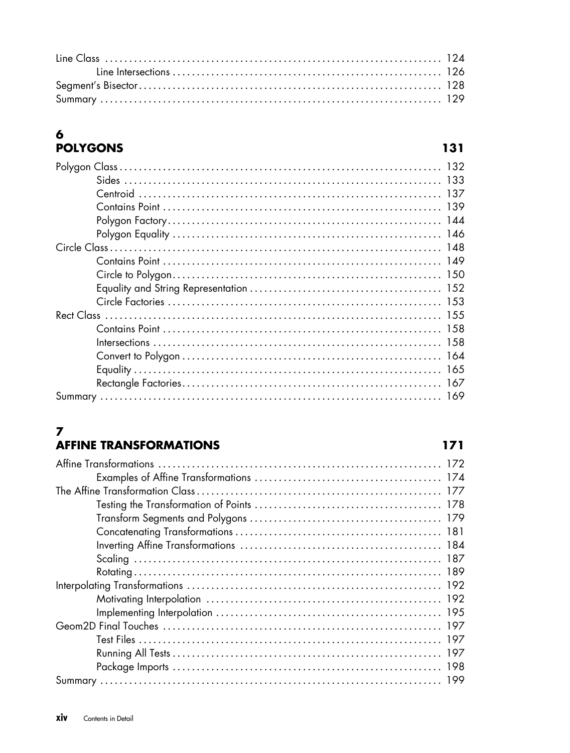Line Class ........................................................................ 124
    Line Intersections ............................................................ 126
Segment's Bisector ................................................................ 128
Summary ........................................................................... 129

## 6 POLYGONS 131

Polygon Class ..................................................................... 132
    Sides ......................................................................... 133
    Centroid ...................................................................... 137
    Contains Point ................................................................ 139
    Polygon Factory ............................................................... 144
    Polygon Equality .............................................................. 146
Circle Class ...................................................................... 148
    Contains Point ................................................................ 149
    Circle to Polygon ............................................................. 150
    Equality and String Representation ............................................ 152
    Circle Factories .............................................................. 153
Rect Class ........................................................................ 155
    Contains Point ................................................................ 158
    Intersections ................................................................. 158
    Convert to Polygon ............................................................ 164
    Equality ...................................................................... 165
    Rectangle Factories ........................................................... 167
Summary ........................................................................... 169

## 7 AFFINE TRANSFORMATIONS 171

Affine Transformations ............................................................ 172
    Examples of Affine Transformations ............................................ 174
The Affine Transformation Class ................................................... 177
    Testing the Transformation of Points .......................................... 178
    Transform Segments and Polygons ............................................... 179
    Concatenating Transformations ................................................. 181
    Inverting Affine Transformations .............................................. 184
    Scaling ....................................................................... 187
    Rotating ...................................................................... 189
Interpolating Transformations ..................................................... 192
    Motivating Interpolation ...................................................... 192
    Implementing Interpolation .................................................... 195
Geom2D Final Touches .............................................................. 197
    Test Files .................................................................... 197
    Running All Tests ............................................................. 197
    Package Imports ............................................................... 198
Summary ........................................................................... 199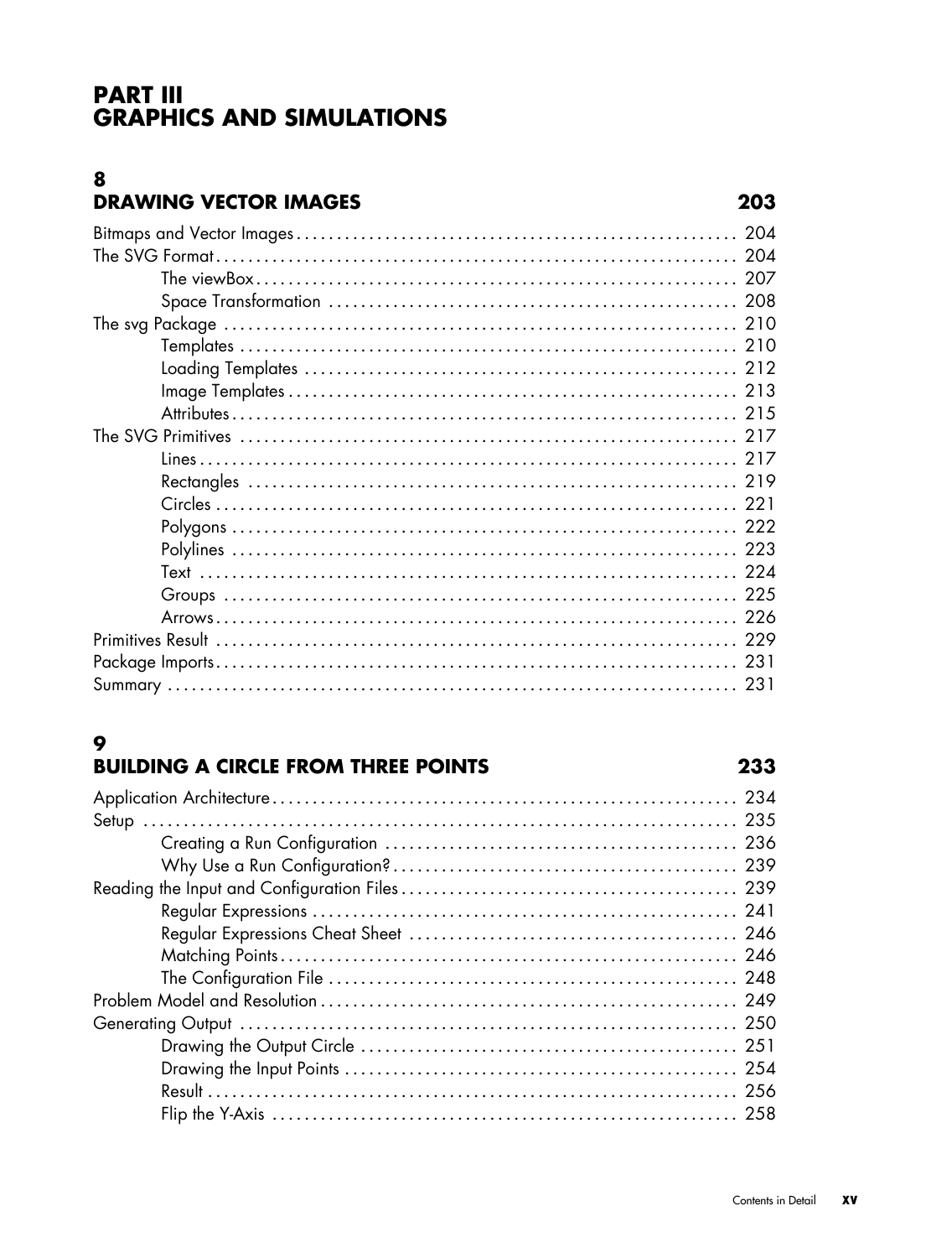# PART III
# GRAPHICS AND SIMULATIONS

## 8
## DRAWING VECTOR IMAGES 203

Bitmaps and Vector Images . . . . . . . . . . . . . . . . . . . . . . . . . . . . . . . . . . . . . . . . . . . . . . . . . . . . . . . 204
The SVG Format . . . . . . . . . . . . . . . . . . . . . . . . . . . . . . . . . . . . . . . . . . . . . . . . . . . . . . . . . . . . . . . . . 204
  The viewBox . . . . . . . . . . . . . . . . . . . . . . . . . . . . . . . . . . . . . . . . . . . . . . . . . . . . . . . . . . . . . 207
  Space Transformation . . . . . . . . . . . . . . . . . . . . . . . . . . . . . . . . . . . . . . . . . . . . . . . . . . . 208
The svg Package . . . . . . . . . . . . . . . . . . . . . . . . . . . . . . . . . . . . . . . . . . . . . . . . . . . . . . . . . . . . . . . 210
  Templates . . . . . . . . . . . . . . . . . . . . . . . . . . . . . . . . . . . . . . . . . . . . . . . . . . . . . . . . . . . . . . . 210
  Loading Templates . . . . . . . . . . . . . . . . . . . . . . . . . . . . . . . . . . . . . . . . . . . . . . . . . . . . . . 212
  Image Templates . . . . . . . . . . . . . . . . . . . . . . . . . . . . . . . . . . . . . . . . . . . . . . . . . . . . . . . . 213
  Attributes . . . . . . . . . . . . . . . . . . . . . . . . . . . . . . . . . . . . . . . . . . . . . . . . . . . . . . . . . . . . . . . 215
The SVG Primitives . . . . . . . . . . . . . . . . . . . . . . . . . . . . . . . . . . . . . . . . . . . . . . . . . . . . . . . . . . . . . 217
  Lines . . . . . . . . . . . . . . . . . . . . . . . . . . . . . . . . . . . . . . . . . . . . . . . . . . . . . . . . . . . . . . . . . . . 217
  Rectangles . . . . . . . . . . . . . . . . . . . . . . . . . . . . . . . . . . . . . . . . . . . . . . . . . . . . . . . . . . . . . 219
  Circles . . . . . . . . . . . . . . . . . . . . . . . . . . . . . . . . . . . . . . . . . . . . . . . . . . . . . . . . . . . . . . . . . 221
  Polygons . . . . . . . . . . . . . . . . . . . . . . . . . . . . . . . . . . . . . . . . . . . . . . . . . . . . . . . . . . . . . . . 222
  Polylines . . . . . . . . . . . . . . . . . . . . . . . . . . . . . . . . . . . . . . . . . . . . . . . . . . . . . . . . . . . . . . . 223
  Text . . . . . . . . . . . . . . . . . . . . . . . . . . . . . . . . . . . . . . . . . . . . . . . . . . . . . . . . . . . . . . . . . . . 224
  Groups . . . . . . . . . . . . . . . . . . . . . . . . . . . . . . . . . . . . . . . . . . . . . . . . . . . . . . . . . . . . . . . . . 225
  Arrows . . . . . . . . . . . . . . . . . . . . . . . . . . . . . . . . . . . . . . . . . . . . . . . . . . . . . . . . . . . . . . . . . 226
Primitives Result . . . . . . . . . . . . . . . . . . . . . . . . . . . . . . . . . . . . . . . . . . . . . . . . . . . . . . . . . . . . . . 229
Package Imports . . . . . . . . . . . . . . . . . . . . . . . . . . . . . . . . . . . . . . . . . . . . . . . . . . . . . . . . . . . . . . . 231
Summary . . . . . . . . . . . . . . . . . . . . . . . . . . . . . . . . . . . . . . . . . . . . . . . . . . . . . . . . . . . . . . . . . . . . . 231

## 9
## BUILDING A CIRCLE FROM THREE POINTS 233

Application Architecture . . . . . . . . . . . . . . . . . . . . . . . . . . . . . . . . . . . . . . . . . . . . . . . . . . . . . . . . 234
Setup . . . . . . . . . . . . . . . . . . . . . . . . . . . . . . . . . . . . . . . . . . . . . . . . . . . . . . . . . . . . . . . . . . . . . . . . 235
  Creating a Run Configuration . . . . . . . . . . . . . . . . . . . . . . . . . . . . . . . . . . . . . . . . . . . . . 236
  Why Use a Run Configuration? . . . . . . . . . . . . . . . . . . . . . . . . . . . . . . . . . . . . . . . . . . . . 239
Reading the Input and Configuration Files . . . . . . . . . . . . . . . . . . . . . . . . . . . . . . . . . . . . . . . . . 239
  Regular Expressions . . . . . . . . . . . . . . . . . . . . . . . . . . . . . . . . . . . . . . . . . . . . . . . . . . . . . 241
  Regular Expressions Cheat Sheet . . . . . . . . . . . . . . . . . . . . . . . . . . . . . . . . . . . . . . . . . . 246
  Matching Points . . . . . . . . . . . . . . . . . . . . . . . . . . . . . . . . . . . . . . . . . . . . . . . . . . . . . . . . . 246
  The Configuration File . . . . . . . . . . . . . . . . . . . . . . . . . . . . . . . . . . . . . . . . . . . . . . . . . . . 248
Problem Model and Resolution . . . . . . . . . . . . . . . . . . . . . . . . . . . . . . . . . . . . . . . . . . . . . . . . . . . 249
Generating Output . . . . . . . . . . . . . . . . . . . . . . . . . . . . . . . . . . . . . . . . . . . . . . . . . . . . . . . . . . . . . 250
  Drawing the Output Circle . . . . . . . . . . . . . . . . . . . . . . . . . . . . . . . . . . . . . . . . . . . . . . . . 251
  Drawing the Input Points . . . . . . . . . . . . . . . . . . . . . . . . . . . . . . . . . . . . . . . . . . . . . . . . . 254
  Result . . . . . . . . . . . . . . . . . . . . . . . . . . . . . . . . . . . . . . . . . . . . . . . . . . . . . . . . . . . . . . . . . . 256
  Flip the Y-Axis . . . . . . . . . . . . . . . . . . . . . . . . . . . . . . . . . . . . . . . . . . . . . . . . . . . . . . . . . . 258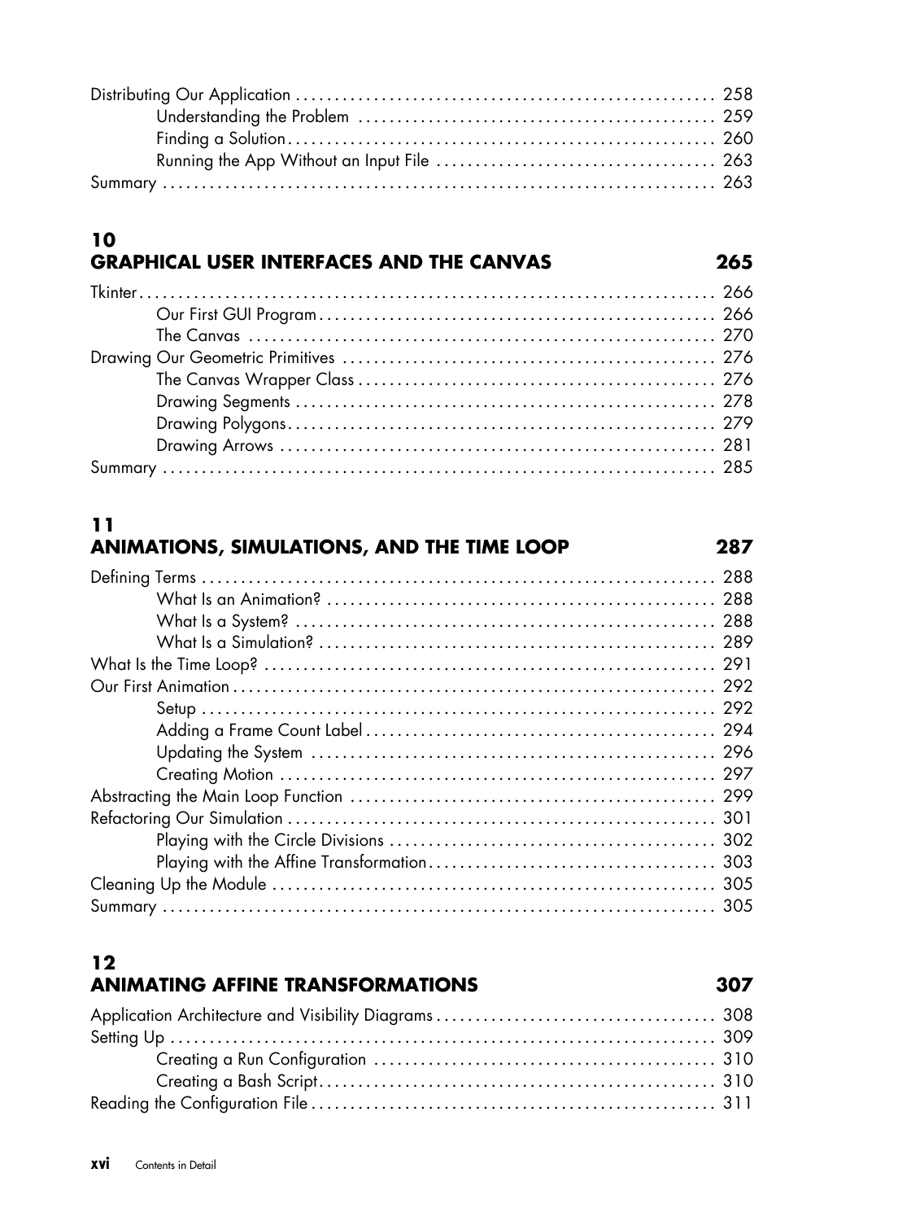Distributing Our Application ........................................................ 258
  Understanding the Problem ........................................................ 259
  Finding a Solution........................................................ 260
  Running the App Without an Input File ........................................................ 263
Summary ........................................................ 263

## 10
## GRAPHICAL USER INTERFACES AND THE CANVAS 265

Tkinter........................................................ 266
  Our First GUI Program........................................................ 266
  The Canvas ........................................................ 270
Drawing Our Geometric Primitives ........................................................ 276
  The Canvas Wrapper Class........................................................ 276
  Drawing Segments ........................................................ 278
  Drawing Polygons........................................................ 279
  Drawing Arrows ........................................................ 281
Summary ........................................................ 285

## 11
## ANIMATIONS, SIMULATIONS, AND THE TIME LOOP 287

Defining Terms ........................................................ 288
  What Is an Animation? ........................................................ 288
  What Is a System? ........................................................ 288
  What Is a Simulation? ........................................................ 289
What Is the Time Loop? ........................................................ 291
Our First Animation........................................................ 292
  Setup ........................................................ 292
  Adding a Frame Count Label........................................................ 294
  Updating the System ........................................................ 296
  Creating Motion ........................................................ 297
Abstracting the Main Loop Function ........................................................ 299
Refactoring Our Simulation........................................................ 301
  Playing with the Circle Divisions ........................................................ 302
  Playing with the Affine Transformation........................................................ 303
Cleaning Up the Module ........................................................ 305
Summary ........................................................ 305

## 12
## ANIMATING AFFINE TRANSFORMATIONS 307

Application Architecture and Visibility Diagrams........................................................ 308
Setting Up ........................................................ 309
  Creating a Run Configuration ........................................................ 310
  Creating a Bash Script........................................................ 310
Reading the Configuration File........................................................ 311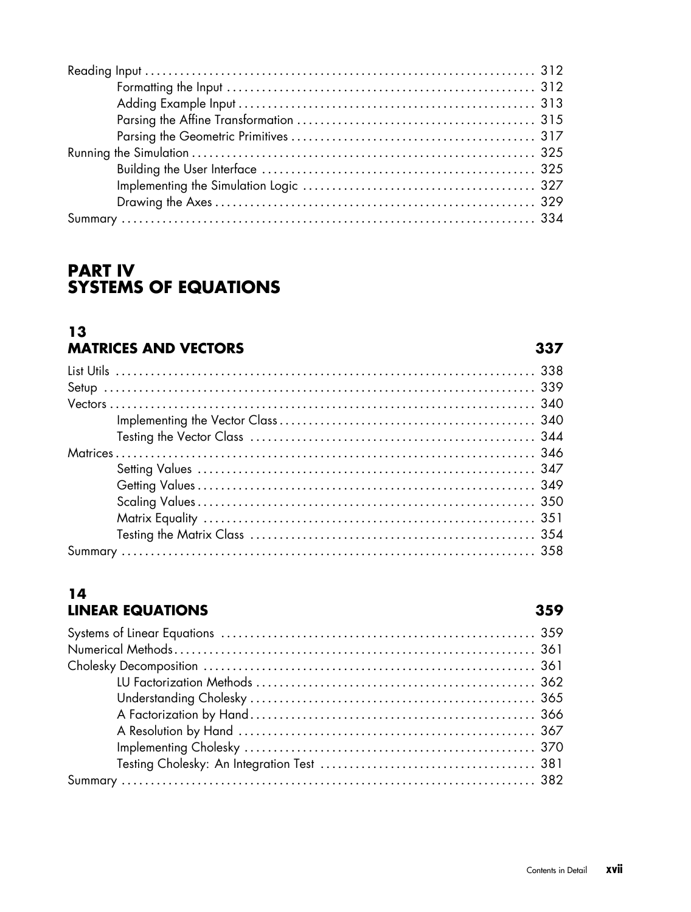Reading Input ... 312
- Formatting the Input ... 312
- Adding Example Input ... 313
- Parsing the Affine Transformation ... 315
- Parsing the Geometric Primitives ... 317

Running the Simulation ... 325
- Building the User Interface ... 325
- Implementing the Simulation Logic ... 327
- Drawing the Axes ... 329

Summary ... 334

# PART IV SYSTEMS OF EQUATIONS

## 13 MATRICES AND VECTORS 337

List Utils ... 338

Setup ... 339

Vectors ... 340
- Implementing the Vector Class ... 340
- Testing the Vector Class ... 344

Matrices ... 346
- Setting Values ... 347
- Getting Values ... 349
- Scaling Values ... 350
- Matrix Equality ... 351
- Testing the Matrix Class ... 354

Summary ... 358

## 14 LINEAR EQUATIONS 359

Systems of Linear Equations ... 359

Numerical Methods ... 361

Cholesky Decomposition ... 361
- LU Factorization Methods ... 362
- Understanding Cholesky ... 365
- A Factorization by Hand ... 366
- A Resolution by Hand ... 367
- Implementing Cholesky ... 370
- Testing Cholesky: An Integration Test ... 381

Summary ... 382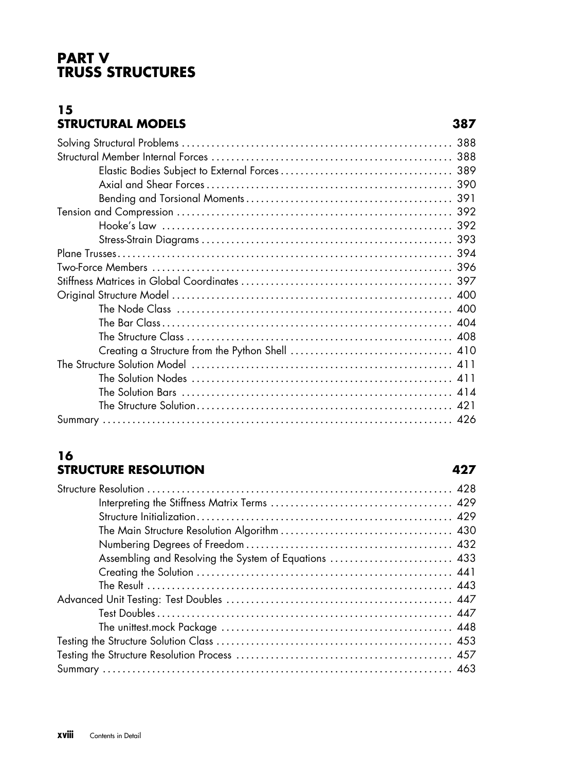# PART V
# TRUSS STRUCTURES

## 15
## STRUCTURAL MODELS 387

Solving Structural Problems . . . . . . . . . . . . . . . . . . . . . . . . . . . . . . . . . . . . . . . . . . . . . . . . . . . . . . 388
Structural Member Internal Forces . . . . . . . . . . . . . . . . . . . . . . . . . . . . . . . . . . . . . . . . . . . . . . . . . 388
    Elastic Bodies Subject to External Forces . . . . . . . . . . . . . . . . . . . . . . . . . . . . . . . . . . 389
    Axial and Shear Forces . . . . . . . . . . . . . . . . . . . . . . . . . . . . . . . . . . . . . . . . . . . . . . . . . . 390
    Bending and Torsional Moments . . . . . . . . . . . . . . . . . . . . . . . . . . . . . . . . . . . . . . . . . 391
Tension and Compression . . . . . . . . . . . . . . . . . . . . . . . . . . . . . . . . . . . . . . . . . . . . . . . . . . . . . . . 392
    Hooke's Law . . . . . . . . . . . . . . . . . . . . . . . . . . . . . . . . . . . . . . . . . . . . . . . . . . . . . . . . . . 392
    Stress-Strain Diagrams . . . . . . . . . . . . . . . . . . . . . . . . . . . . . . . . . . . . . . . . . . . . . . . . . . 393
Plane Trusses . . . . . . . . . . . . . . . . . . . . . . . . . . . . . . . . . . . . . . . . . . . . . . . . . . . . . . . . . . . . . . . . . . . 394
Two-Force Members . . . . . . . . . . . . . . . . . . . . . . . . . . . . . . . . . . . . . . . . . . . . . . . . . . . . . . . . . . . . 396
Stiffness Matrices in Global Coordinates . . . . . . . . . . . . . . . . . . . . . . . . . . . . . . . . . . . . . . . . . . 397
Original Structure Model . . . . . . . . . . . . . . . . . . . . . . . . . . . . . . . . . . . . . . . . . . . . . . . . . . . . . . . . 400
    The Node Class . . . . . . . . . . . . . . . . . . . . . . . . . . . . . . . . . . . . . . . . . . . . . . . . . . . . . . . . 400
    The Bar Class . . . . . . . . . . . . . . . . . . . . . . . . . . . . . . . . . . . . . . . . . . . . . . . . . . . . . . . . . . 404
    The Structure Class . . . . . . . . . . . . . . . . . . . . . . . . . . . . . . . . . . . . . . . . . . . . . . . . . . . . . 408
    Creating a Structure from the Python Shell . . . . . . . . . . . . . . . . . . . . . . . . . . . . . . . . 410
The Structure Solution Model . . . . . . . . . . . . . . . . . . . . . . . . . . . . . . . . . . . . . . . . . . . . . . . . . . . . 411
    The Solution Nodes . . . . . . . . . . . . . . . . . . . . . . . . . . . . . . . . . . . . . . . . . . . . . . . . . . . . 411
    The Solution Bars . . . . . . . . . . . . . . . . . . . . . . . . . . . . . . . . . . . . . . . . . . . . . . . . . . . . . . 414
    The Structure Solution . . . . . . . . . . . . . . . . . . . . . . . . . . . . . . . . . . . . . . . . . . . . . . . . . . 421
Summary . . . . . . . . . . . . . . . . . . . . . . . . . . . . . . . . . . . . . . . . . . . . . . . . . . . . . . . . . . . . . . . . . . . . . . . 426

## 16
## STRUCTURE RESOLUTION 427

Structure Resolution . . . . . . . . . . . . . . . . . . . . . . . . . . . . . . . . . . . . . . . . . . . . . . . . . . . . . . . . . . . . . 428
    Interpreting the Stiffness Matrix Terms . . . . . . . . . . . . . . . . . . . . . . . . . . . . . . . . . . . . 429
    Structure Initialization . . . . . . . . . . . . . . . . . . . . . . . . . . . . . . . . . . . . . . . . . . . . . . . . . . . 429
    The Main Structure Resolution Algorithm . . . . . . . . . . . . . . . . . . . . . . . . . . . . . . . . . . 430
    Numbering Degrees of Freedom . . . . . . . . . . . . . . . . . . . . . . . . . . . . . . . . . . . . . . . . . 432
    Assembling and Resolving the System of Equations . . . . . . . . . . . . . . . . . . . . . . . . 433
    Creating the Solution . . . . . . . . . . . . . . . . . . . . . . . . . . . . . . . . . . . . . . . . . . . . . . . . . . . 441
    The Result . . . . . . . . . . . . . . . . . . . . . . . . . . . . . . . . . . . . . . . . . . . . . . . . . . . . . . . . . . . . . 443
Advanced Unit Testing: Test Doubles . . . . . . . . . . . . . . . . . . . . . . . . . . . . . . . . . . . . . . . . . . . . . 447
    Test Doubles . . . . . . . . . . . . . . . . . . . . . . . . . . . . . . . . . . . . . . . . . . . . . . . . . . . . . . . . . . . 447
    The unittest.mock Package . . . . . . . . . . . . . . . . . . . . . . . . . . . . . . . . . . . . . . . . . . . . . . 448
Testing the Structure Solution Class . . . . . . . . . . . . . . . . . . . . . . . . . . . . . . . . . . . . . . . . . . . . . . . 453
Testing the Structure Resolution Process . . . . . . . . . . . . . . . . . . . . . . . . . . . . . . . . . . . . . . . . . . . 457
Summary . . . . . . . . . . . . . . . . . . . . . . . . . . . . . . . . . . . . . . . . . . . . . . . . . . . . . . . . . . . . . . . . . . . . . . . 463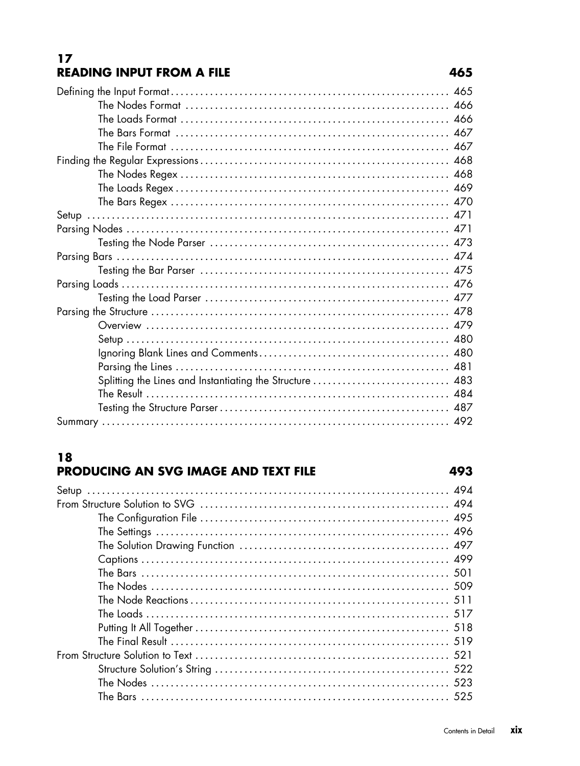## 17 READING INPUT FROM A FILE 465

Defining the Input Format . . . . . . . . . . 465
- The Nodes Format . . . . . . . . . . 466
- The Loads Format . . . . . . . . . . 466
- The Bars Format . . . . . . . . . . 467
- The File Format . . . . . . . . . . 467

Finding the Regular Expressions . . . . . . . . . . 468
- The Nodes Regex . . . . . . . . . . 468
- The Loads Regex . . . . . . . . . . 469
- The Bars Regex . . . . . . . . . . 470

Setup . . . . . . . . . . 471

Parsing Nodes . . . . . . . . . . 471
- Testing the Node Parser . . . . . . . . . . 473

Parsing Bars . . . . . . . . . . 474
- Testing the Bar Parser . . . . . . . . . . 475

Parsing Loads . . . . . . . . . . 476
- Testing the Load Parser . . . . . . . . . . 477

Parsing the Structure . . . . . . . . . . 478
- Overview . . . . . . . . . . 479
- Setup . . . . . . . . . . 480
- Ignoring Blank Lines and Comments . . . . . . . . . . 480
- Parsing the Lines . . . . . . . . . . 481
- Splitting the Lines and Instantiating the Structure . . . . . . . . . . 483
- The Result . . . . . . . . . . 484
- Testing the Structure Parser . . . . . . . . . . 487

Summary . . . . . . . . . . 492

## 18 PRODUCING AN SVG IMAGE AND TEXT FILE 493

Setup . . . . . . . . . . 494

From Structure Solution to SVG . . . . . . . . . . 494
- The Configuration File . . . . . . . . . . 495
- The Settings . . . . . . . . . . 496
- The Solution Drawing Function . . . . . . . . . . 497
- Captions . . . . . . . . . . 499
- The Bars . . . . . . . . . . 501
- The Nodes . . . . . . . . . . 509
- The Node Reactions . . . . . . . . . . 511
- The Loads . . . . . . . . . . 517
- Putting It All Together . . . . . . . . . . 518
- The Final Result . . . . . . . . . . 519

From Structure Solution to Text . . . . . . . . . . 521
- Structure Solution's String . . . . . . . . . . 522
- The Nodes . . . . . . . . . . 523
- The Bars . . . . . . . . . . 525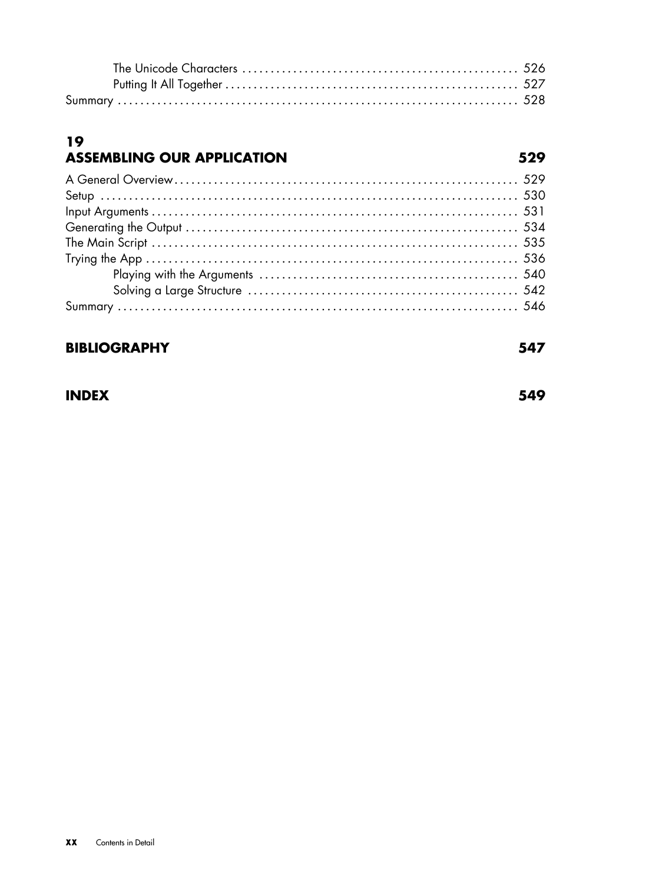The Unicode Characters . . . . . . . . . . . . . . . . . . . . . . . . . . . . . . . . . . . . . . . . . . . . . . . . 526
Putting It All Together . . . . . . . . . . . . . . . . . . . . . . . . . . . . . . . . . . . . . . . . . . . . . . . . . . 527
Summary . . . . . . . . . . . . . . . . . . . . . . . . . . . . . . . . . . . . . . . . . . . . . . . . . . . . . . . . . . . . . 528

## 19 ASSEMBLING OUR APPLICATION 529

A General Overview . . . . . . . . . . . . . . . . . . . . . . . . . . . . . . . . . . . . . . . . . . . . . . . . . . . . 529
Setup . . . . . . . . . . . . . . . . . . . . . . . . . . . . . . . . . . . . . . . . . . . . . . . . . . . . . . . . . . . . . . . 530
Input Arguments . . . . . . . . . . . . . . . . . . . . . . . . . . . . . . . . . . . . . . . . . . . . . . . . . . . . . . . 531
Generating the Output . . . . . . . . . . . . . . . . . . . . . . . . . . . . . . . . . . . . . . . . . . . . . . . . . . 534
The Main Script . . . . . . . . . . . . . . . . . . . . . . . . . . . . . . . . . . . . . . . . . . . . . . . . . . . . . . . 535
Trying the App . . . . . . . . . . . . . . . . . . . . . . . . . . . . . . . . . . . . . . . . . . . . . . . . . . . . . . . . 536
Playing with the Arguments . . . . . . . . . . . . . . . . . . . . . . . . . . . . . . . . . . . . . . . . . . . . . 540
Solving a Large Structure . . . . . . . . . . . . . . . . . . . . . . . . . . . . . . . . . . . . . . . . . . . . . . . 542
Summary . . . . . . . . . . . . . . . . . . . . . . . . . . . . . . . . . . . . . . . . . . . . . . . . . . . . . . . . . . . . . 546

## BIBLIOGRAPHY 547

## INDEX 549